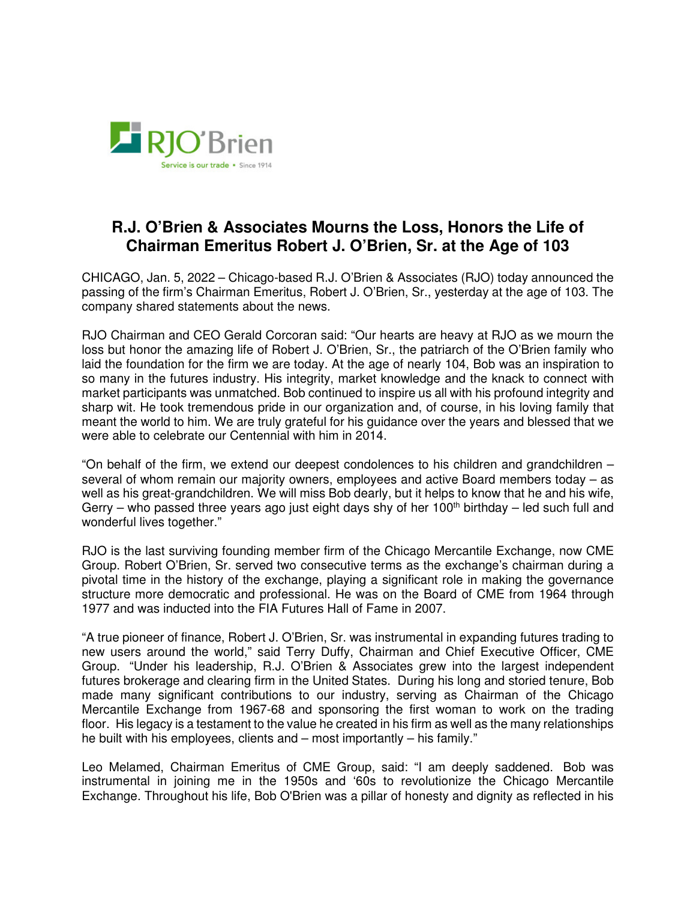# R.J. O'Brien & Associates Mourns the Loss, Honors the Life of Chairman Emeritus Robert J. O'Brien, Sr. at the Age of 103

CHICAGO, Jan. 5, 2022 – Chicago-based R.J. O'Brien & Associates (RJO) today announced the passing of the firm's Chairman Emeritus, Robert J. O'Brien, Sr., yesterday at the age of 103. The company shared statements about the news.

RJO Chairman and CEO Gerald Corcoran said: "Our hearts are heavy at RJO as we mourn the loss but honor the amazing life of Robert J. O'Brien, Sr., the patriarch of the O'Brien family who laid the foundation for the firm we are today. At the age of nearly 104, Bob was an inspiration to so many in the futures industry. His integrity, market knowledge and the knack to connect with market participants was unmatched. Bob continued to inspire us all with his profound integrity and sharp wit. He took tremendous pride in our organization and, of course, in his loving family that meant the world to him. We are truly grateful for his guidance over the years and blessed that we were able to celebrate our Centennial with him in 2014.

"On behalf of the firm, we extend our deepest condolences to his children and grandchildren – several of whom remain our majority owners, employees and active Board members today – as well as his great-grandchildren. We will miss Bob dearly, but it helps to know that he and his wife, Gerry – who passed three years ago just eight days shy of her 100th birthday – led such full and wonderful lives together."

RJO is the last surviving founding member firm of the Chicago Mercantile Exchange, now CME Group. Robert O'Brien, Sr. served two consecutive terms as the exchange's chairman during a pivotal time in the history of the exchange, playing a significant role in making the governance structure more democratic and professional. He was on the Board of CME from 1964 through 1977 and was inducted into the FIA Futures Hall of Fame in 2007.

"A true pioneer of finance, Robert J. O'Brien, Sr. was instrumental in expanding futures trading to new users around the world," said Terry Duffy, Chairman and Chief Executive Officer, CME Group. "Under his leadership, R.J. O'Brien & Associates grew into the largest independent futures brokerage and clearing firm in the United States. During his long and storied tenure, Bob made many significant contributions to our industry, serving as Chairman of the Chicago Mercantile Exchange from 1967-68 and sponsoring the first woman to work on the trading floor. His legacy is a testament to the value he created in his firm as well as the many relationships he built with his employees, clients and – most importantly – his family."

Leo Melamed, Chairman Emeritus of CME Group, said: "I am deeply saddened. Bob was instrumental in joining me in the 1950s and '60s to revolutionize the Chicago Mercantile Exchange. Throughout his life, Bob O'Brien was a pillar of honesty and dignity as reflected in his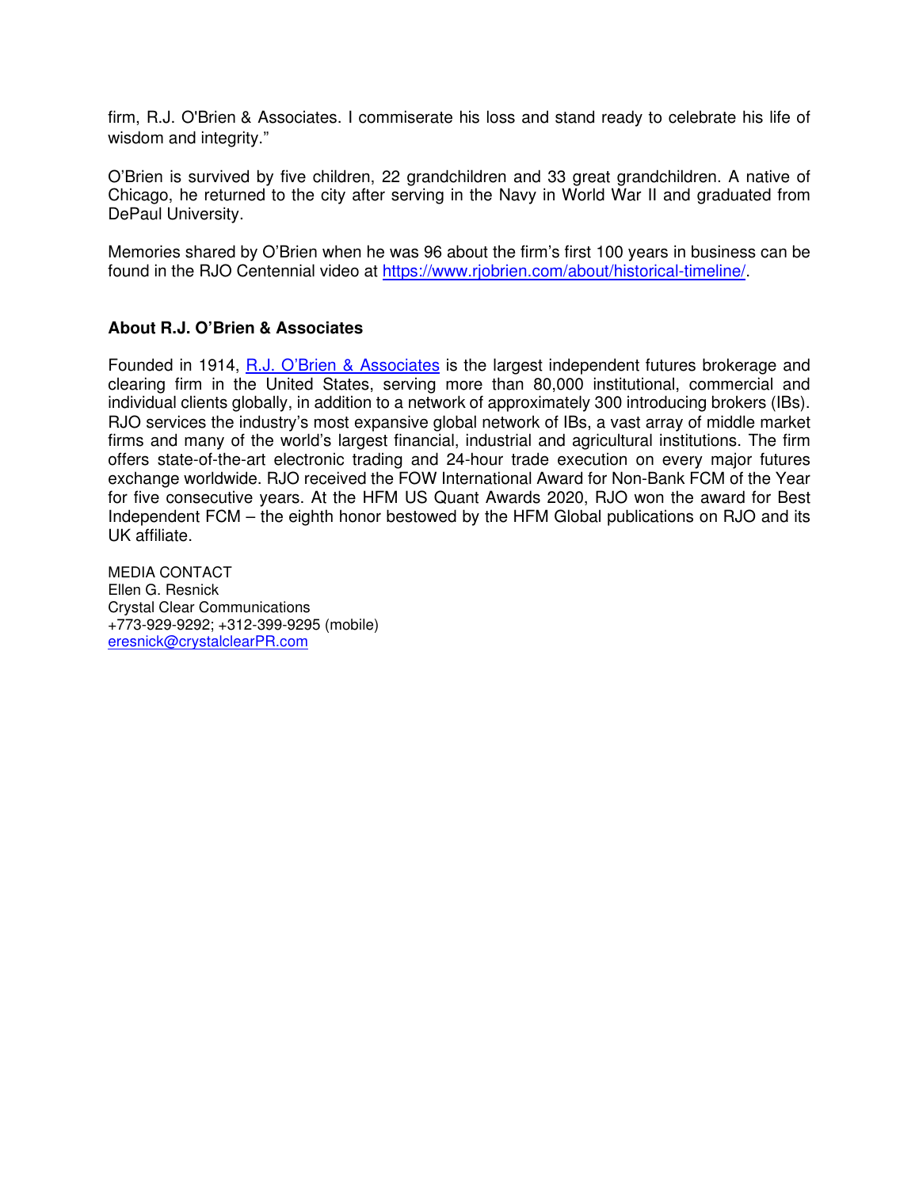firm, R.J. O'Brien & Associates. I commiserate his loss and stand ready to celebrate his life of wisdom and integrity."

O'Brien is survived by five children, 22 grandchildren and 33 great grandchildren. A native of Chicago, he returned to the city after serving in the Navy in World War II and graduated from DePaul University.

Memories shared by O'Brien when he was 96 about the firm's first 100 years in business can be found in the RJO Centennial video at [https://www.rjobrien.com/about/historical-timeline/](https://www.rjobrien.com/about/historical-timeline/).

## About R.J. O'Brien & Associates

Founded in 1914, R.J. O'Brien & Associates is the largest independent futures brokerage and clearing firm in the United States, serving more than 80,000 institutional, commercial and individual clients globally, in addition to a network of approximately 300 introducing brokers (IBs). RJO services the industry's most expansive global network of IBs, a vast array of middle market firms and many of the world's largest financial, industrial and agricultural institutions. The firm offers state-of-the-art electronic trading and 24-hour trade execution on every major futures exchange worldwide. RJO received the FOW International Award for Non-Bank FCM of the Year for five consecutive years. At the HFM US Quant Awards 2020, RJO won the award for Best Independent FCM – the eighth honor bestowed by the HFM Global publications on RJO and its UK affiliate.

MEDIA CONTACT
Ellen G. Resnick
Crystal Clear Communications
+773-929-9292; +312-399-9295 (mobile)
eresnick@crystalclearPR.com